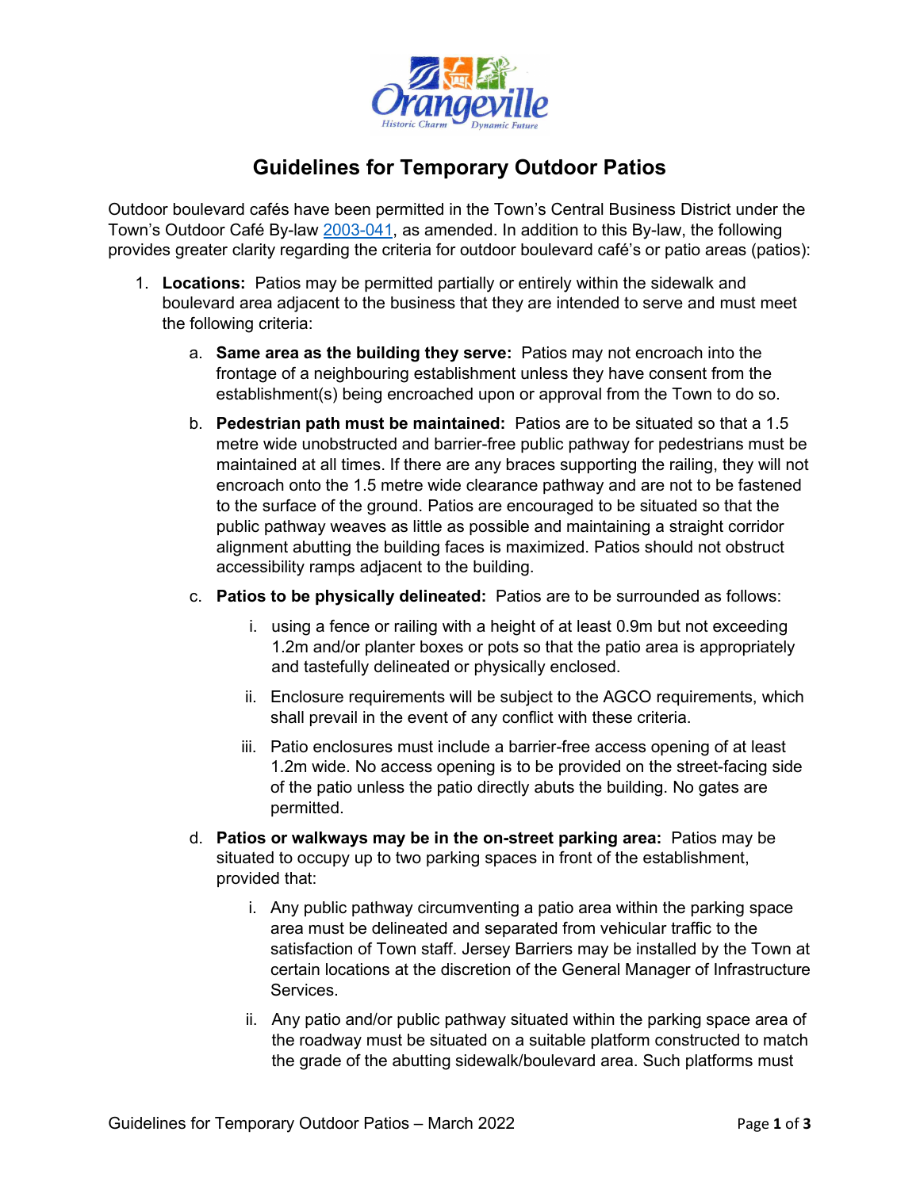# Guidelines for Temporary Outdoor Patios

Outdoor boulevard cafés have been permitted in the Town's Central Business District under the Town's Outdoor Café By-law 2003-041, as amended. In addition to this By-law, the following provides greater clarity regarding the criteria for outdoor boulevard café's or patio areas (patios):

1. **Locations:** Patios may be permitted partially or entirely within the sidewalk and boulevard area adjacent to the business that they are intended to serve and must meet the following criteria:

   a. **Same area as the building they serve:** Patios may not encroach into the frontage of a neighbouring establishment unless they have consent from the establishment(s) being encroached upon or approval from the Town to do so.

   b. **Pedestrian path must be maintained:** Patios are to be situated so that a 1.5 metre wide unobstructed and barrier-free public pathway for pedestrians must be maintained at all times. If there are any braces supporting the railing, they will not encroach onto the 1.5 metre wide clearance pathway and are not to be fastened to the surface of the ground. Patios are encouraged to be situated so that the public pathway weaves as little as possible and maintaining a straight corridor alignment abutting the building faces is maximized. Patios should not obstruct accessibility ramps adjacent to the building.

   c. **Patios to be physically delineated:** Patios are to be surrounded as follows:

      i. using a fence or railing with a height of at least 0.9m but not exceeding 1.2m and/or planter boxes or pots so that the patio area is appropriately and tastefully delineated or physically enclosed.

      ii. Enclosure requirements will be subject to the AGCO requirements, which shall prevail in the event of any conflict with these criteria.

      iii. Patio enclosures must include a barrier-free access opening of at least 1.2m wide. No access opening is to be provided on the street-facing side of the patio unless the patio directly abuts the building. No gates are permitted.

   d. **Patios or walkways may be in the on-street parking area:** Patios may be situated to occupy up to two parking spaces in front of the establishment, provided that:

      i. Any public pathway circumventing a patio area within the parking space area must be delineated and separated from vehicular traffic to the satisfaction of Town staff. Jersey Barriers may be installed by the Town at certain locations at the discretion of the General Manager of Infrastructure Services.

      ii. Any patio and/or public pathway situated within the parking space area of the roadway must be situated on a suitable platform constructed to match the grade of the abutting sidewalk/boulevard area. Such platforms must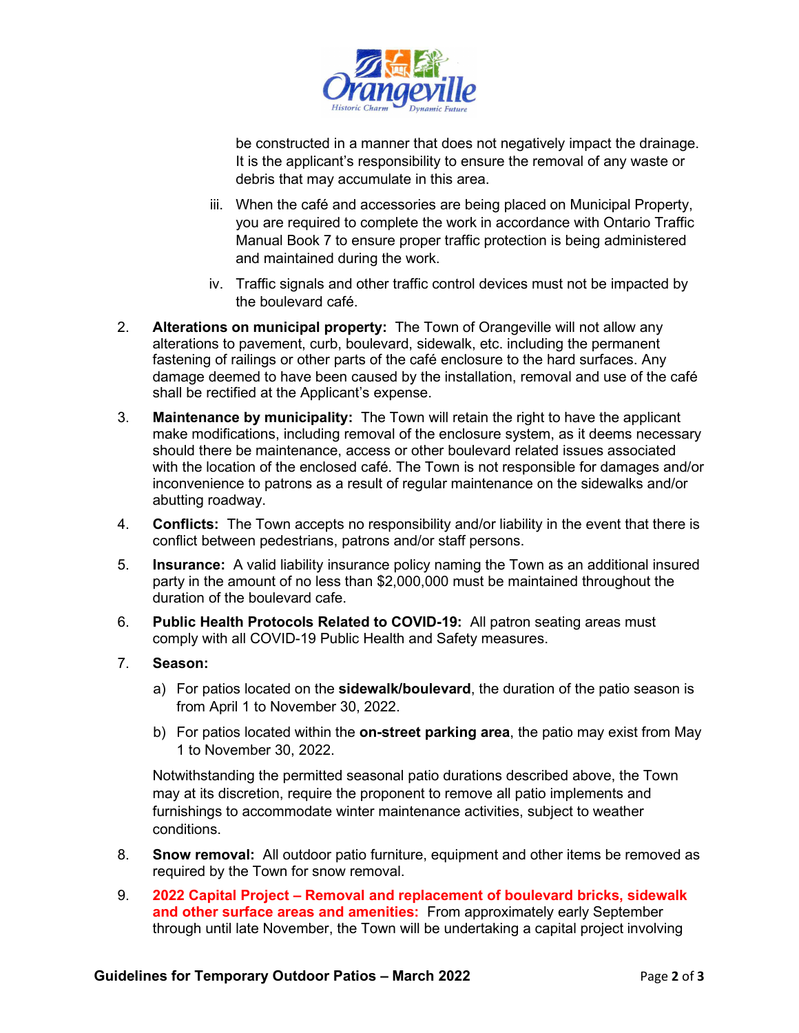be constructed in a manner that does not negatively impact the drainage. It is the applicant's responsibility to ensure the removal of any waste or debris that may accumulate in this area.

iii. When the café and accessories are being placed on Municipal Property, you are required to complete the work in accordance with Ontario Traffic Manual Book 7 to ensure proper traffic protection is being administered and maintained during the work.

iv. Traffic signals and other traffic control devices must not be impacted by the boulevard café.

2. **Alterations on municipal property:** The Town of Orangeville will not allow any alterations to pavement, curb, boulevard, sidewalk, etc. including the permanent fastening of railings or other parts of the café enclosure to the hard surfaces. Any damage deemed to have been caused by the installation, removal and use of the café shall be rectified at the Applicant's expense.

3. **Maintenance by municipality:** The Town will retain the right to have the applicant make modifications, including removal of the enclosure system, as it deems necessary should there be maintenance, access or other boulevard related issues associated with the location of the enclosed café. The Town is not responsible for damages and/or inconvenience to patrons as a result of regular maintenance on the sidewalks and/or abutting roadway.

4. **Conflicts:** The Town accepts no responsibility and/or liability in the event that there is conflict between pedestrians, patrons and/or staff persons.

5. **Insurance:** A valid liability insurance policy naming the Town as an additional insured party in the amount of no less than $2,000,000 must be maintained throughout the duration of the boulevard cafe.

6. **Public Health Protocols Related to COVID-19:** All patron seating areas must comply with all COVID-19 Public Health and Safety measures.

7. **Season:**

   a) For patios located on the **sidewalk/boulevard**, the duration of the patio season is from April 1 to November 30, 2022.

   b) For patios located within the **on-street parking area**, the patio may exist from May 1 to November 30, 2022.

   Notwithstanding the permitted seasonal patio durations described above, the Town may at its discretion, require the proponent to remove all patio implements and furnishings to accommodate winter maintenance activities, subject to weather conditions.

8. **Snow removal:** All outdoor patio furniture, equipment and other items be removed as required by the Town for snow removal.

9. **2022 Capital Project – Removal and replacement of boulevard bricks, sidewalk and other surface areas and amenities:** From approximately early September through until late November, the Town will be undertaking a capital project involving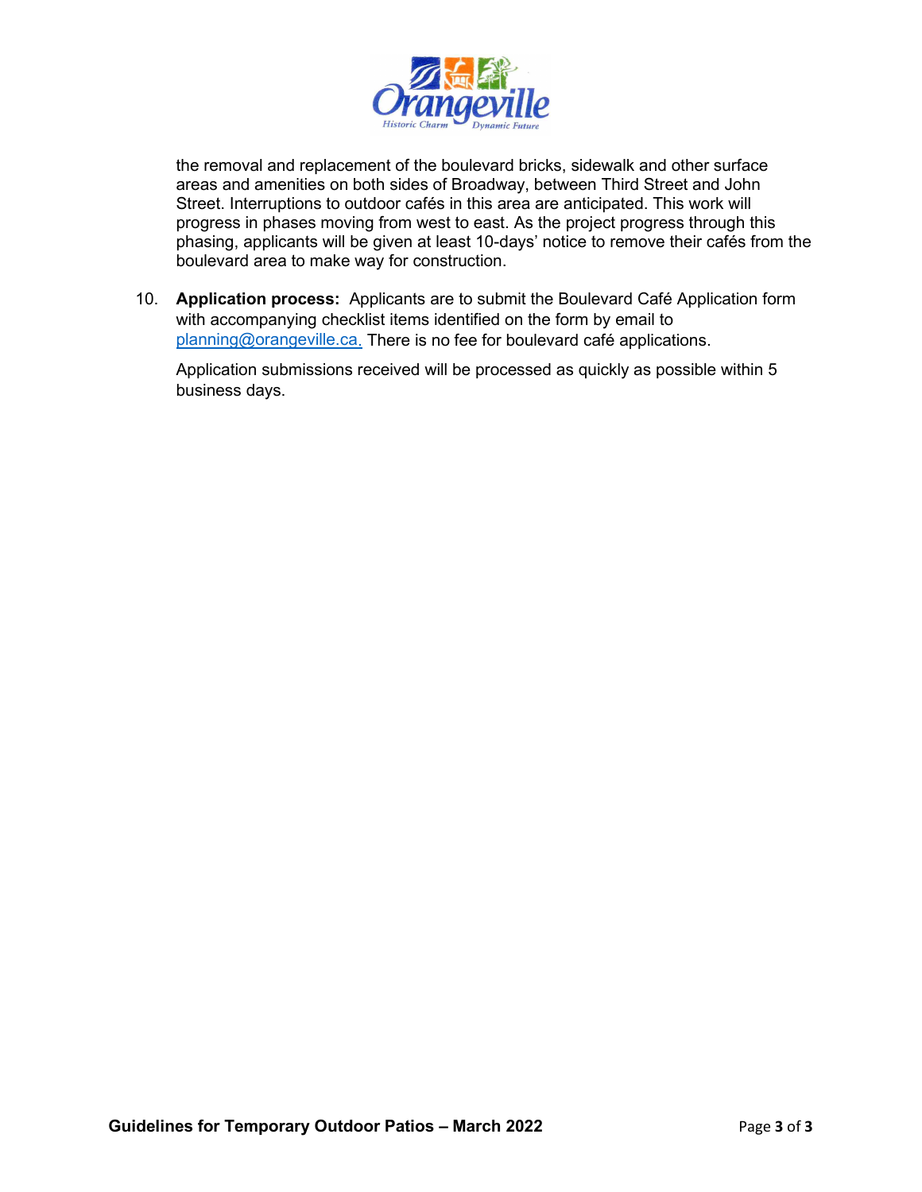the removal and replacement of the boulevard bricks, sidewalk and other surface areas and amenities on both sides of Broadway, between Third Street and John Street. Interruptions to outdoor cafés in this area are anticipated. This work will progress in phases moving from west to east. As the project progress through this phasing, applicants will be given at least 10-days' notice to remove their cafés from the boulevard area to make way for construction.

10. **Application process:** Applicants are to submit the Boulevard Café Application form with accompanying checklist items identified on the form by email to planning@orangeville.ca. There is no fee for boulevard café applications.

    Application submissions received will be processed as quickly as possible within 5 business days.